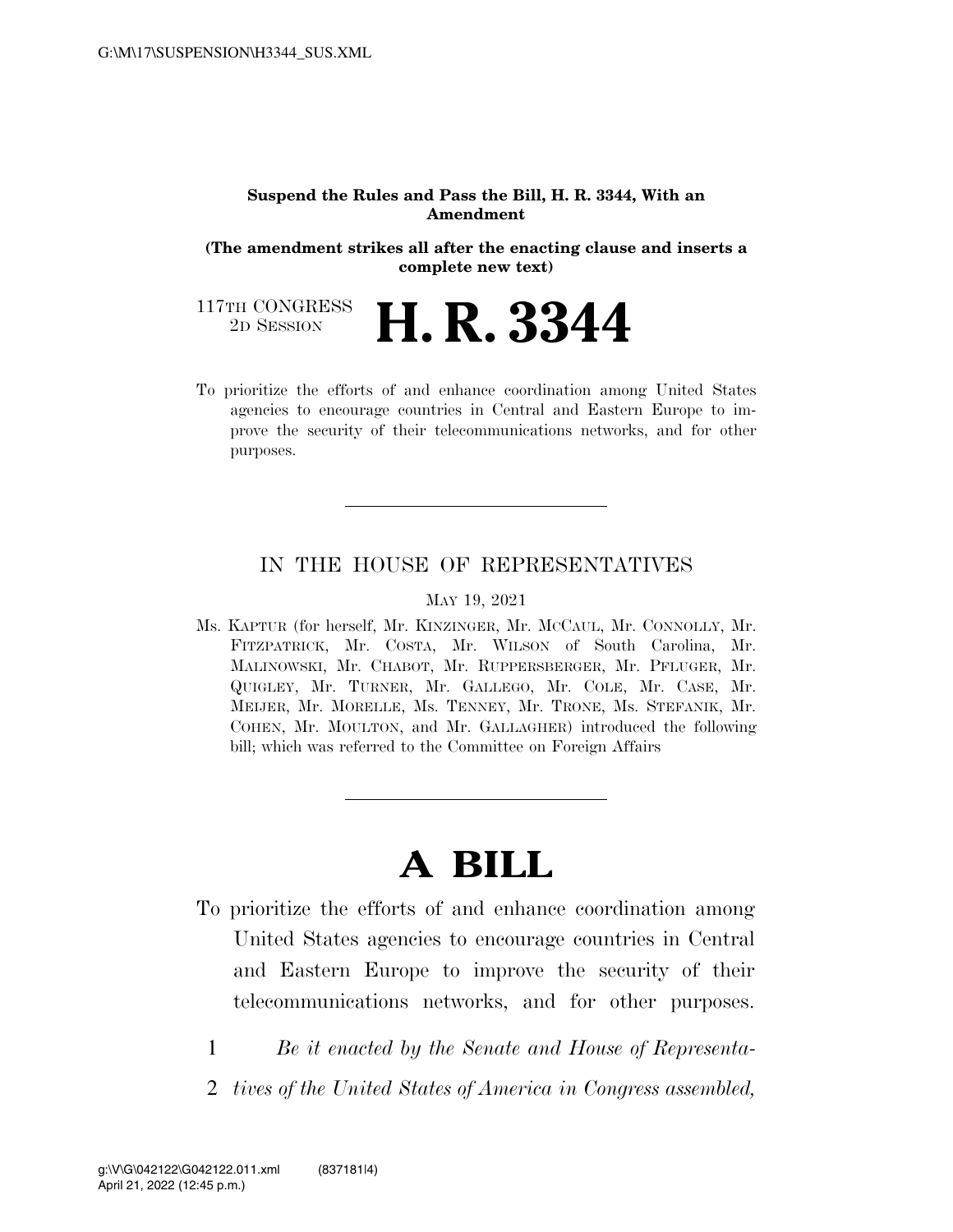**Suspend the Rules and Pass the Bill, H. R. 3344, With an Amendment**

**(The amendment strikes all after the enacting clause and inserts a complete new text)**

117TH CONGRESS
2D SESSION

# H. R. 3344

To prioritize the efforts of and enhance coordination among United States agencies to encourage countries in Central and Eastern Europe to improve the security of their telecommunications networks, and for other purposes.

---

IN THE HOUSE OF REPRESENTATIVES

MAY 19, 2021

Ms. KAPTUR (for herself, Mr. KINZINGER, Mr. MCCAUL, Mr. CONNOLLY, Mr. FITZPATRICK, Mr. COSTA, Mr. WILSON of South Carolina, Mr. MALINOWSKI, Mr. CHABOT, Mr. RUPPERSBERGER, Mr. PFLUGER, Mr. QUIGLEY, Mr. TURNER, Mr. GALLEGO, Mr. COLE, Mr. CASE, Mr. MEIJER, Mr. MORELLE, Ms. TENNEY, Mr. TRONE, Ms. STEFANIK, Mr. COHEN, Mr. MOULTON, and Mr. GALLAGHER) introduced the following bill; which was referred to the Committee on Foreign Affairs

---

# A BILL

To prioritize the efforts of and enhance coordination among United States agencies to encourage countries in Central and Eastern Europe to improve the security of their telecommunications networks, and for other purposes.

1 *Be it enacted by the Senate and House of Representa-*
2 *tives of the United States of America in Congress assembled,*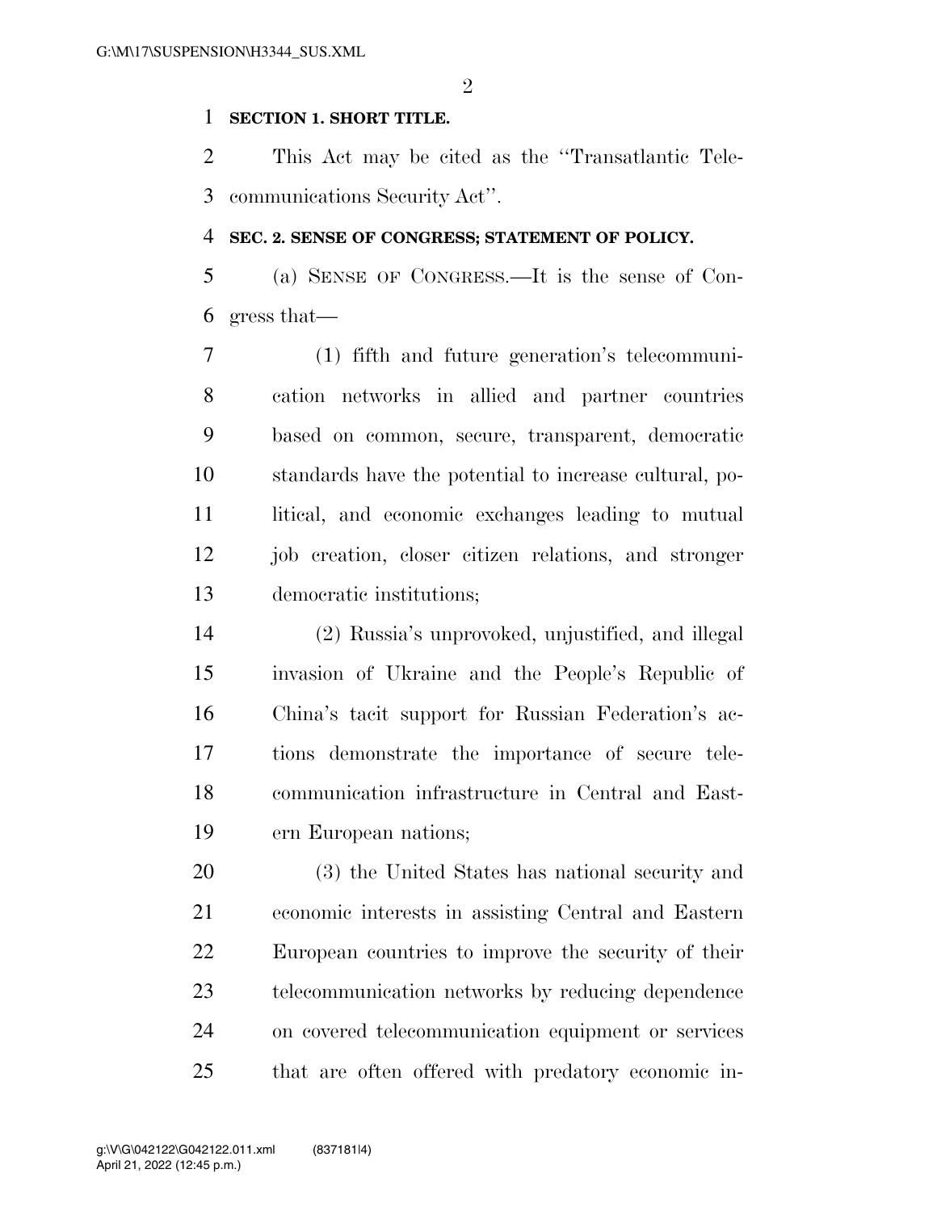**SECTION 1. SHORT TITLE.**

This Act may be cited as the "Transatlantic Telecommunications Security Act".

**SEC. 2. SENSE OF CONGRESS; STATEMENT OF POLICY.**

(a) SENSE OF CONGRESS.—It is the sense of Congress that—

(1) fifth and future generation's telecommunication networks in allied and partner countries based on common, secure, transparent, democratic standards have the potential to increase cultural, political, and economic exchanges leading to mutual job creation, closer citizen relations, and stronger democratic institutions;

(2) Russia's unprovoked, unjustified, and illegal invasion of Ukraine and the People's Republic of China's tacit support for Russian Federation's actions demonstrate the importance of secure telecommunication infrastructure in Central and Eastern European nations;

(3) the United States has national security and economic interests in assisting Central and Eastern European countries to improve the security of their telecommunication networks by reducing dependence on covered telecommunication equipment or services that are often offered with predatory economic in-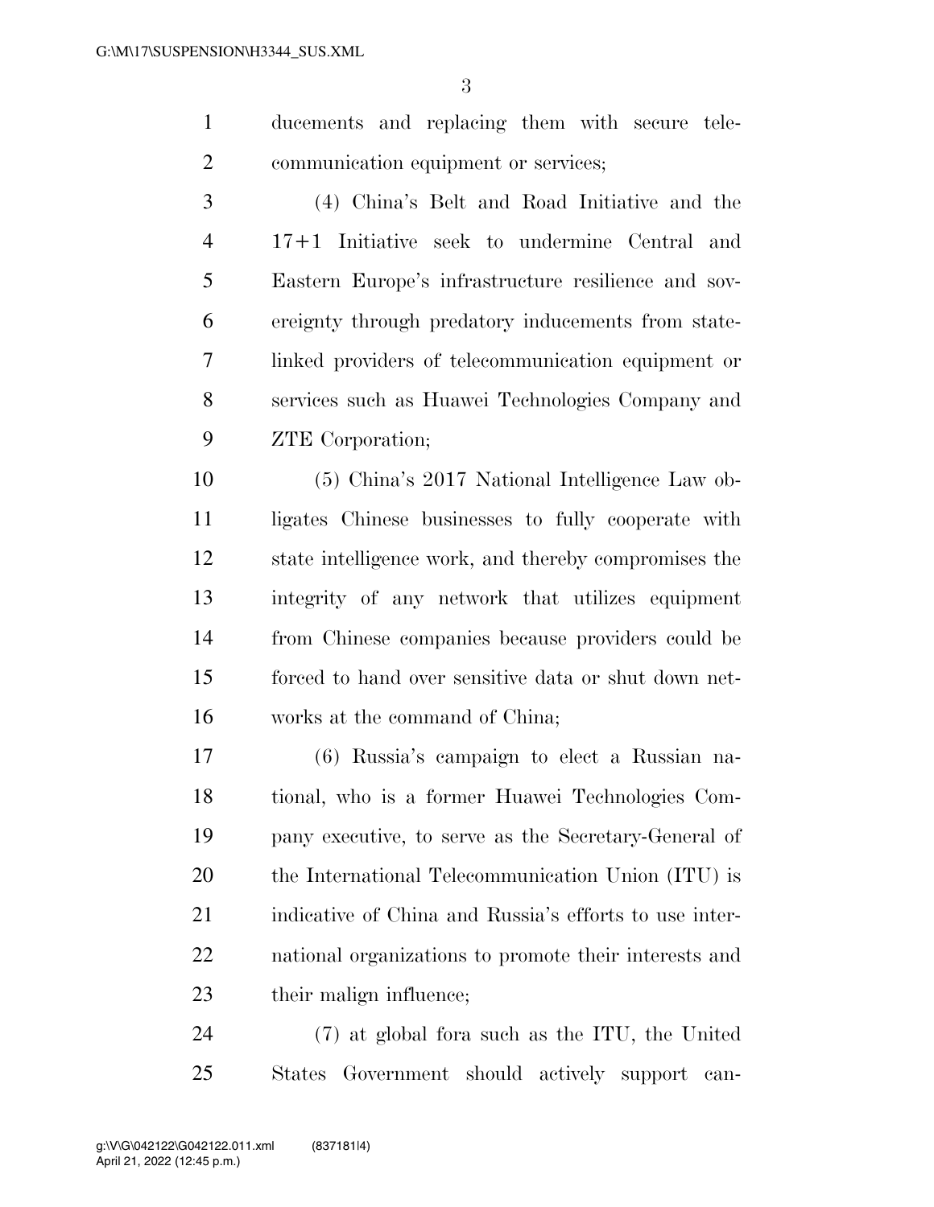ducements and replacing them with secure telecommunication equipment or services;

(4) China's Belt and Road Initiative and the 17+1 Initiative seek to undermine Central and Eastern Europe's infrastructure resilience and sovereignty through predatory inducements from state-linked providers of telecommunication equipment or services such as Huawei Technologies Company and ZTE Corporation;

(5) China's 2017 National Intelligence Law obligates Chinese businesses to fully cooperate with state intelligence work, and thereby compromises the integrity of any network that utilizes equipment from Chinese companies because providers could be forced to hand over sensitive data or shut down networks at the command of China;

(6) Russia's campaign to elect a Russian national, who is a former Huawei Technologies Company executive, to serve as the Secretary-General of the International Telecommunication Union (ITU) is indicative of China and Russia's efforts to use international organizations to promote their interests and their malign influence;

(7) at global fora such as the ITU, the United States Government should actively support can-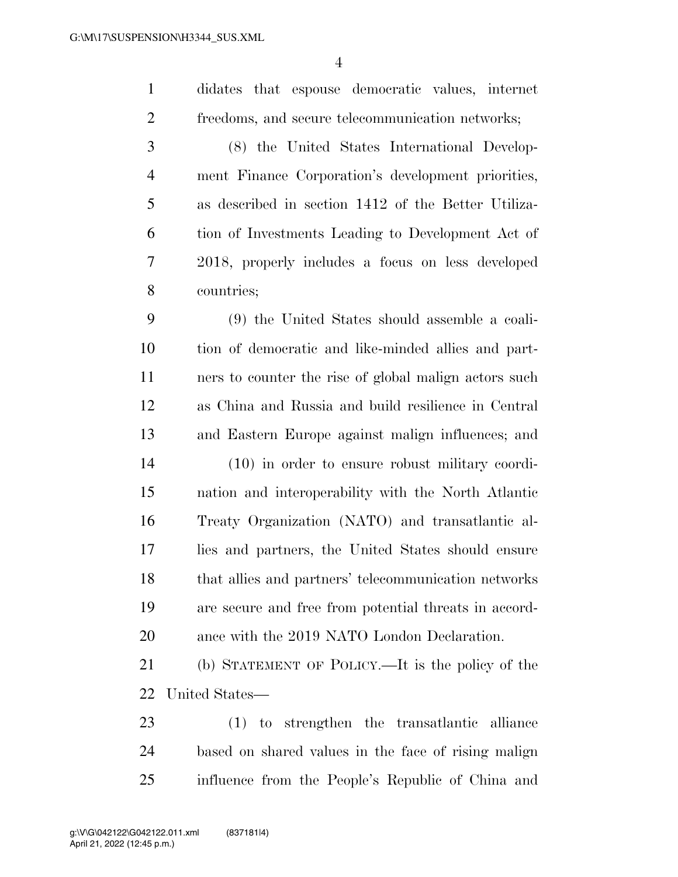didates that espouse democratic values, internet freedoms, and secure telecommunication networks;

(8) the United States International Development Finance Corporation's development priorities, as described in section 1412 of the Better Utilization of Investments Leading to Development Act of 2018, properly includes a focus on less developed countries;

(9) the United States should assemble a coalition of democratic and like-minded allies and partners to counter the rise of global malign actors such as China and Russia and build resilience in Central and Eastern Europe against malign influences; and

(10) in order to ensure robust military coordination and interoperability with the North Atlantic Treaty Organization (NATO) and transatlantic allies and partners, the United States should ensure that allies and partners' telecommunication networks are secure and free from potential threats in accordance with the 2019 NATO London Declaration.

(b) STATEMENT OF POLICY.—It is the policy of the United States—

(1) to strengthen the transatlantic alliance based on shared values in the face of rising malign influence from the People's Republic of China and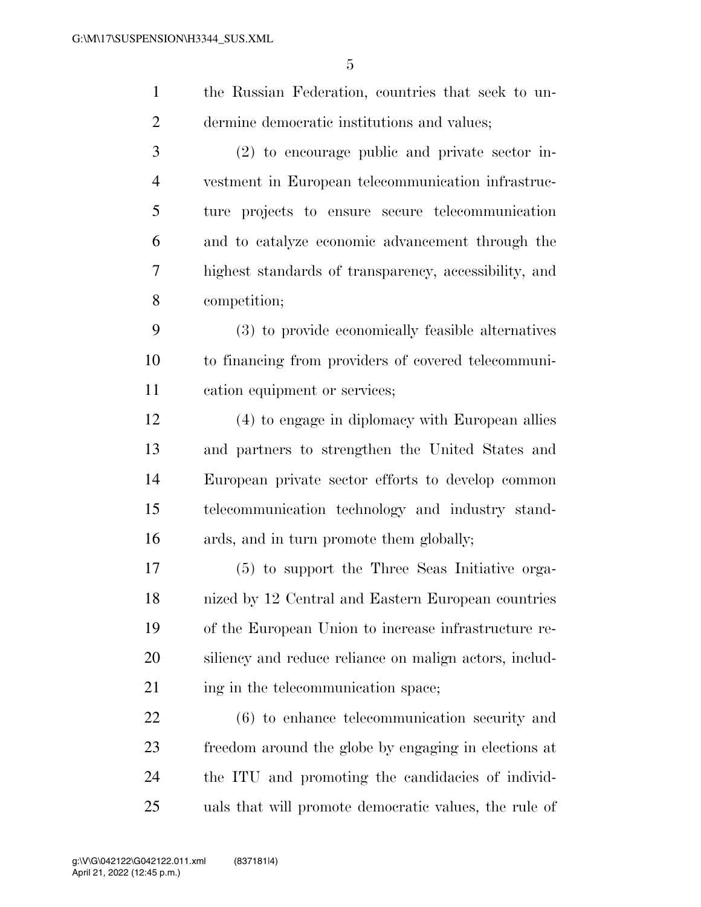the Russian Federation, countries that seek to undermine democratic institutions and values;

(2) to encourage public and private sector investment in European telecommunication infrastructure projects to ensure secure telecommunication and to catalyze economic advancement through the highest standards of transparency, accessibility, and competition;

(3) to provide economically feasible alternatives to financing from providers of covered telecommunication equipment or services;

(4) to engage in diplomacy with European allies and partners to strengthen the United States and European private sector efforts to develop common telecommunication technology and industry standards, and in turn promote them globally;

(5) to support the Three Seas Initiative organized by 12 Central and Eastern European countries of the European Union to increase infrastructure resiliency and reduce reliance on malign actors, including in the telecommunication space;

(6) to enhance telecommunication security and freedom around the globe by engaging in elections at the ITU and promoting the candidacies of individuals that will promote democratic values, the rule of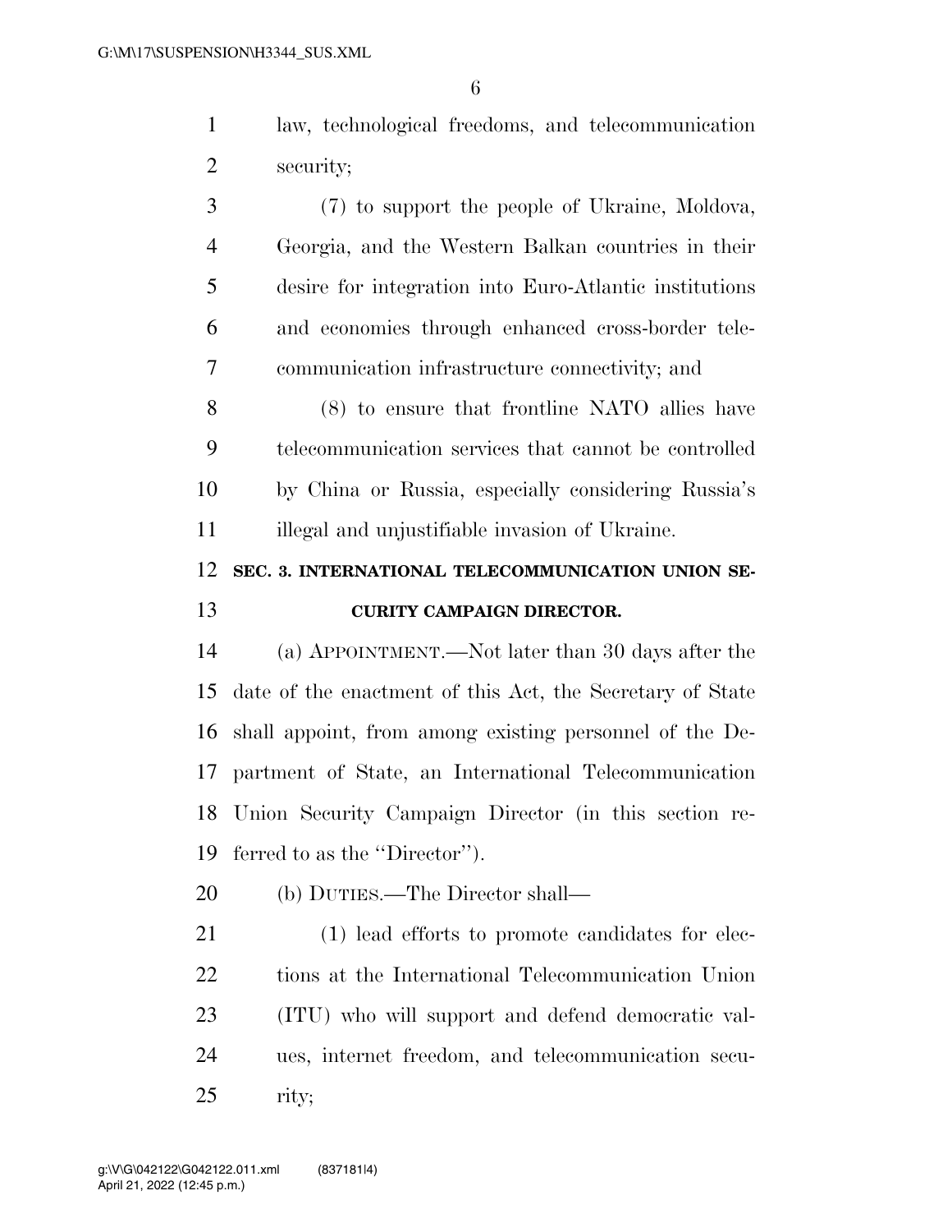law, technological freedoms, and telecommunication security;

(7) to support the people of Ukraine, Moldova, Georgia, and the Western Balkan countries in their desire for integration into Euro-Atlantic institutions and economies through enhanced cross-border telecommunication infrastructure connectivity; and

(8) to ensure that frontline NATO allies have telecommunication services that cannot be controlled by China or Russia, especially considering Russia's illegal and unjustifiable invasion of Ukraine.

## SEC. 3. INTERNATIONAL TELECOMMUNICATION UNION SECURITY CAMPAIGN DIRECTOR.

(a) APPOINTMENT.—Not later than 30 days after the date of the enactment of this Act, the Secretary of State shall appoint, from among existing personnel of the Department of State, an International Telecommunication Union Security Campaign Director (in this section referred to as the "Director").

(b) DUTIES.—The Director shall—

(1) lead efforts to promote candidates for elections at the International Telecommunication Union (ITU) who will support and defend democratic values, internet freedom, and telecommunication security;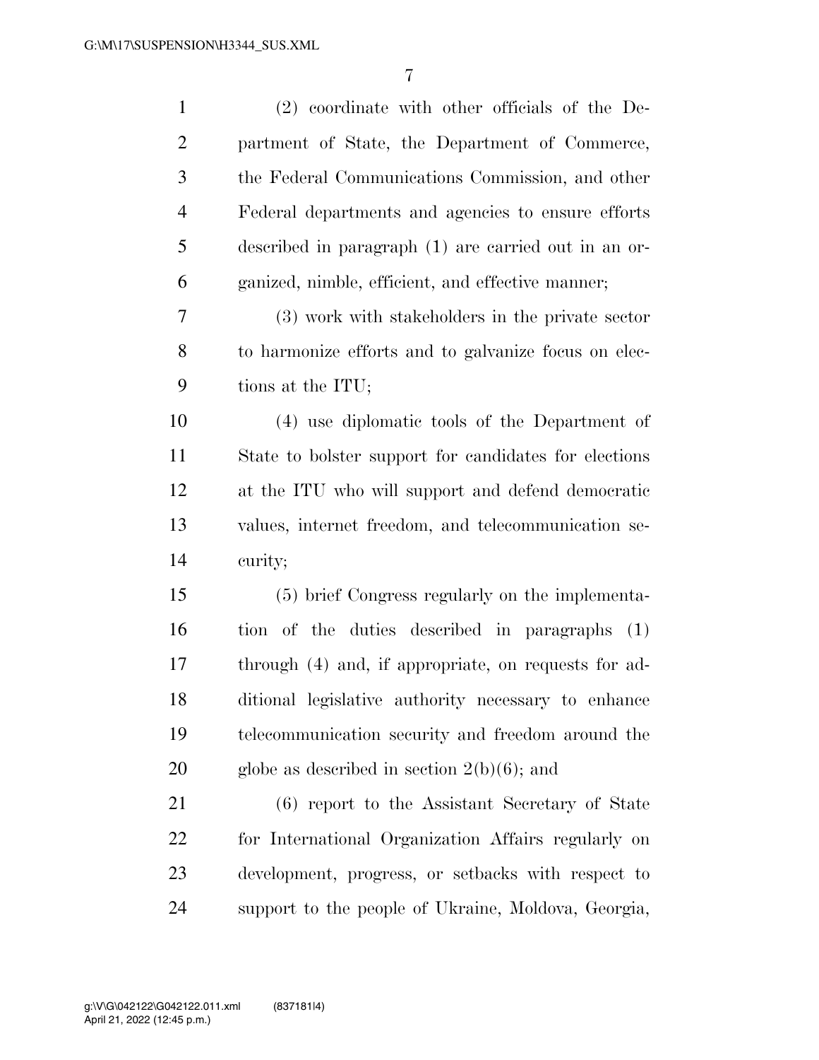(2) coordinate with other officials of the Department of State, the Department of Commerce, the Federal Communications Commission, and other Federal departments and agencies to ensure efforts described in paragraph (1) are carried out in an organized, nimble, efficient, and effective manner;

(3) work with stakeholders in the private sector to harmonize efforts and to galvanize focus on elections at the ITU;

(4) use diplomatic tools of the Department of State to bolster support for candidates for elections at the ITU who will support and defend democratic values, internet freedom, and telecommunication security;

(5) brief Congress regularly on the implementation of the duties described in paragraphs (1) through (4) and, if appropriate, on requests for additional legislative authority necessary to enhance telecommunication security and freedom around the globe as described in section 2(b)(6); and

(6) report to the Assistant Secretary of State for International Organization Affairs regularly on development, progress, or setbacks with respect to support to the people of Ukraine, Moldova, Georgia,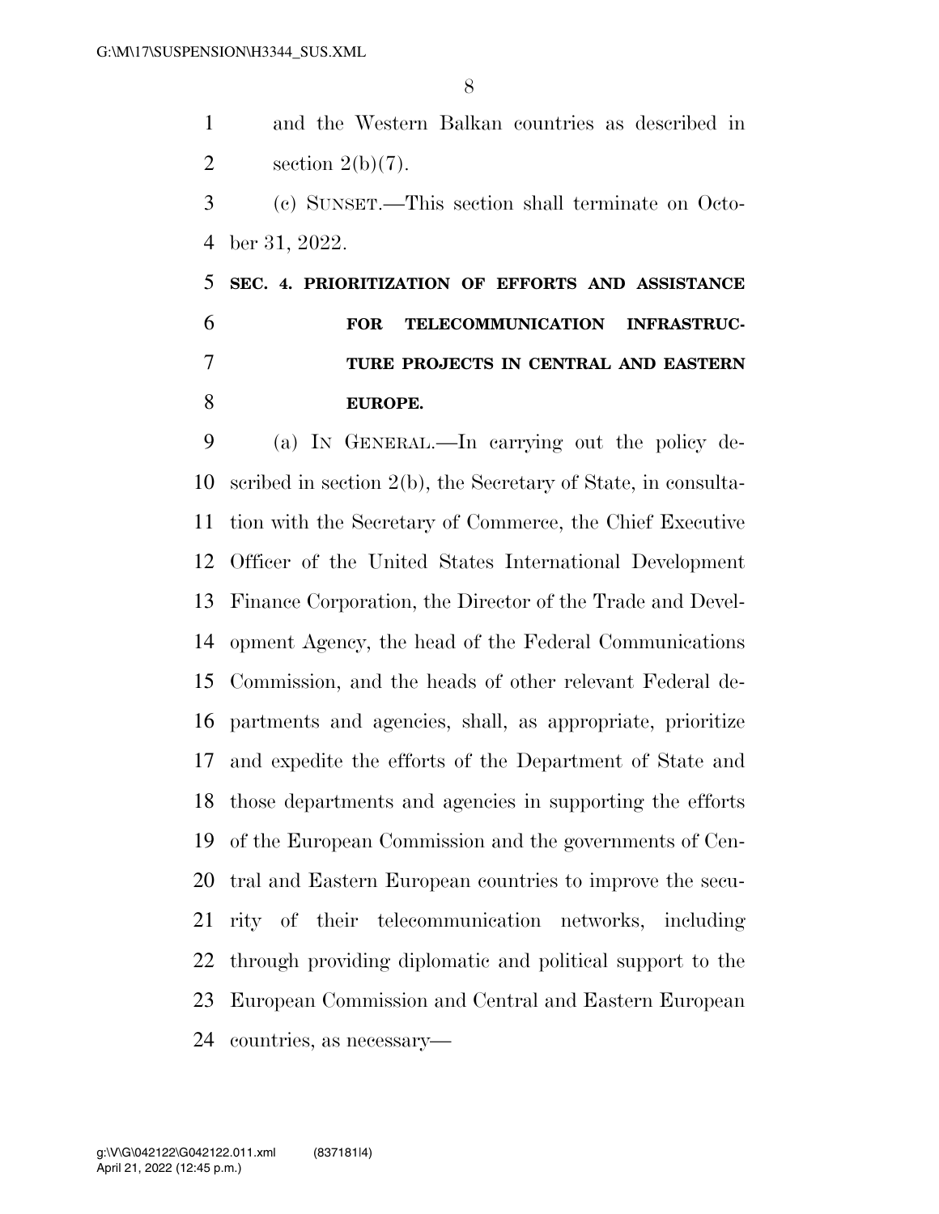and the Western Balkan countries as described in section 2(b)(7).

(c) SUNSET.—This section shall terminate on October 31, 2022.

## SEC. 4. PRIORITIZATION OF EFFORTS AND ASSISTANCE FOR TELECOMMUNICATION INFRASTRUCTURE PROJECTS IN CENTRAL AND EASTERN EUROPE.

(a) IN GENERAL.—In carrying out the policy described in section 2(b), the Secretary of State, in consultation with the Secretary of Commerce, the Chief Executive Officer of the United States International Development Finance Corporation, the Director of the Trade and Development Agency, the head of the Federal Communications Commission, and the heads of other relevant Federal departments and agencies, shall, as appropriate, prioritize and expedite the efforts of the Department of State and those departments and agencies in supporting the efforts of the European Commission and the governments of Central and Eastern European countries to improve the security of their telecommunication networks, including through providing diplomatic and political support to the European Commission and Central and Eastern European countries, as necessary—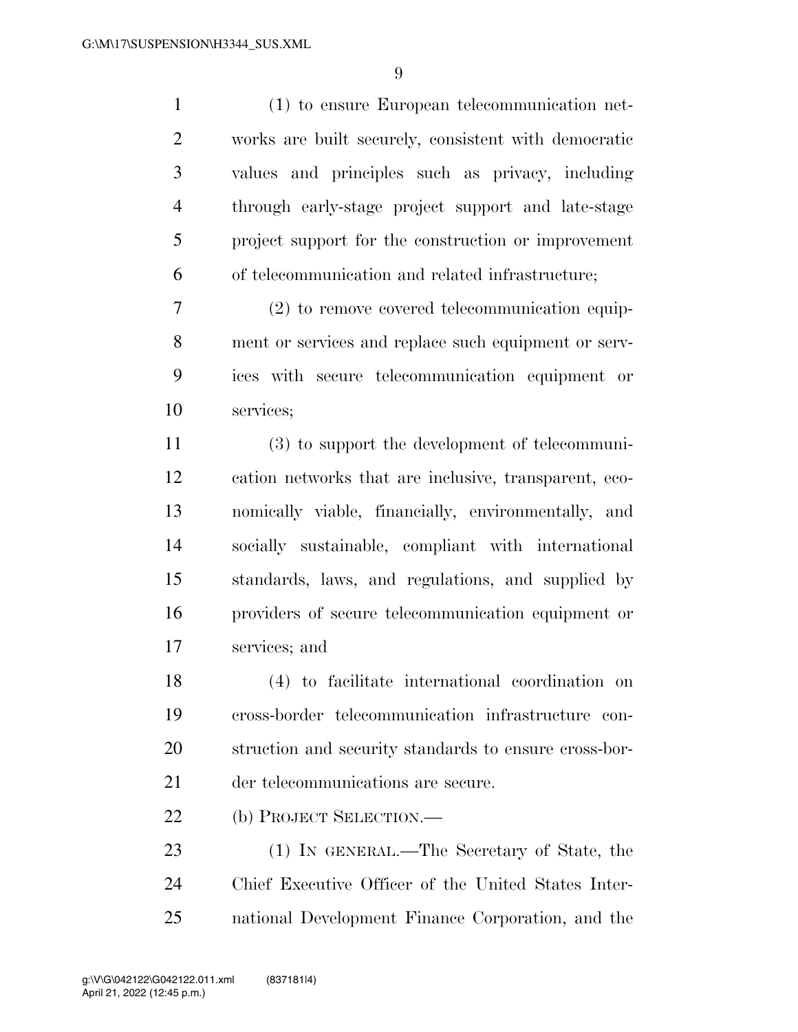(1) to ensure European telecommunication networks are built securely, consistent with democratic values and principles such as privacy, including through early-stage project support and late-stage project support for the construction or improvement of telecommunication and related infrastructure;

(2) to remove covered telecommunication equipment or services and replace such equipment or services with secure telecommunication equipment or services;

(3) to support the development of telecommunication networks that are inclusive, transparent, economically viable, financially, environmentally, and socially sustainable, compliant with international standards, laws, and regulations, and supplied by providers of secure telecommunication equipment or services; and

(4) to facilitate international coordination on cross-border telecommunication infrastructure construction and security standards to ensure cross-border telecommunications are secure.

(b) PROJECT SELECTION.—

(1) IN GENERAL.—The Secretary of State, the Chief Executive Officer of the United States International Development Finance Corporation, and the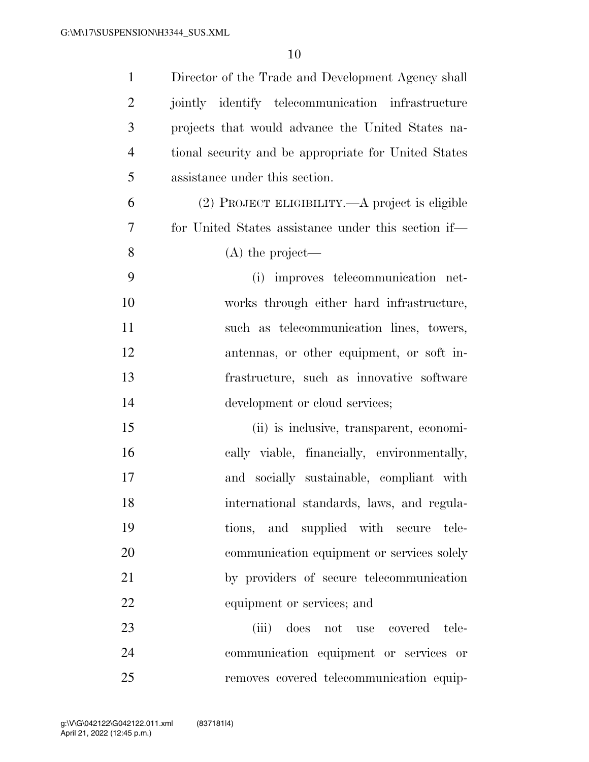Director of the Trade and Development Agency shall jointly identify telecommunication infrastructure projects that would advance the United States national security and be appropriate for United States assistance under this section.

(2) PROJECT ELIGIBILITY.—A project is eligible for United States assistance under this section if—

(A) the project—

(i) improves telecommunication networks through either hard infrastructure, such as telecommunication lines, towers, antennas, or other equipment, or soft infrastructure, such as innovative software development or cloud services;

(ii) is inclusive, transparent, economically viable, financially, environmentally, and socially sustainable, compliant with international standards, laws, and regulations, and supplied with secure telecommunication equipment or services solely by providers of secure telecommunication equipment or services; and

(iii) does not use covered telecommunication equipment or services or removes covered telecommunication equip-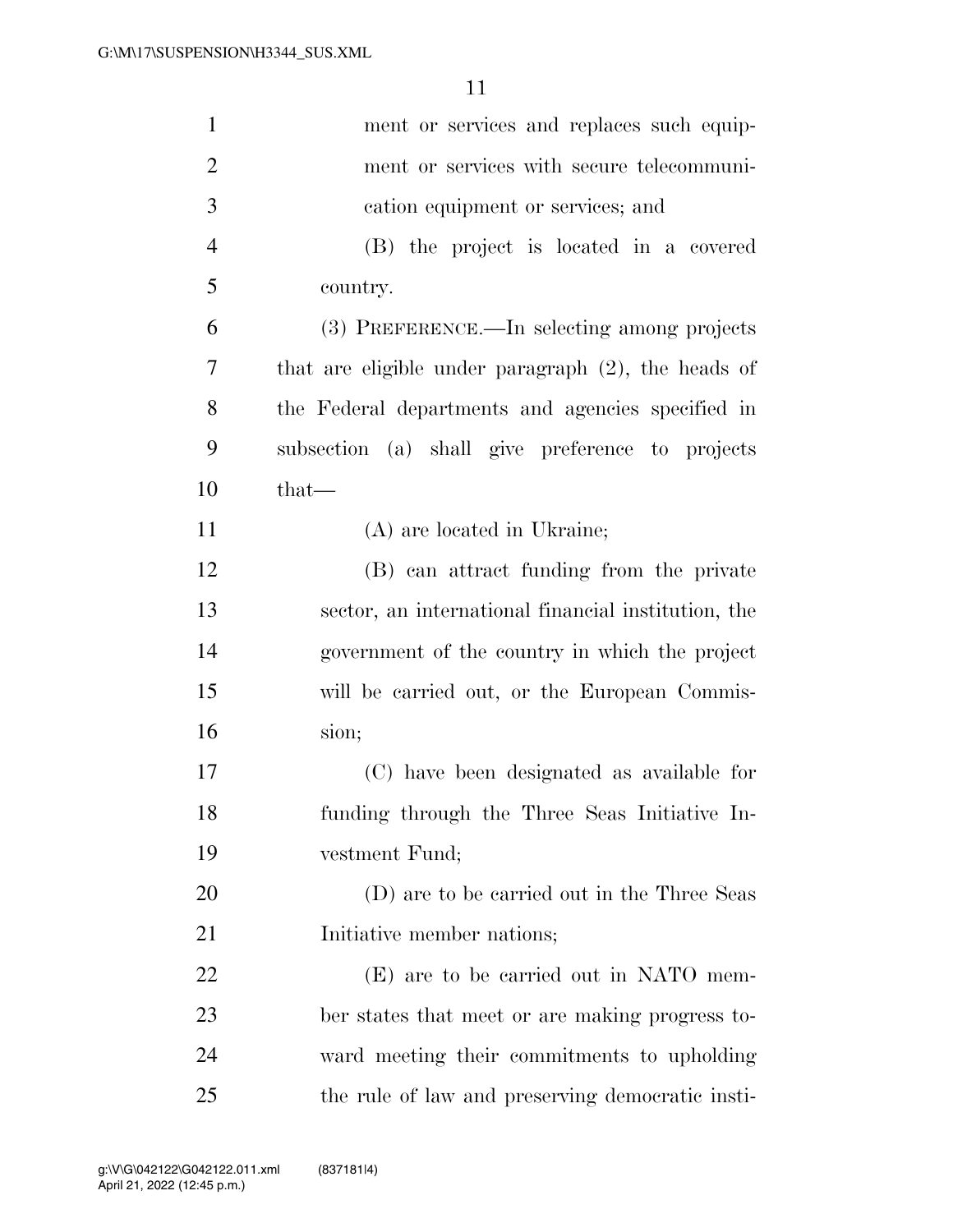ment or services and replaces such equipment or services with secure telecommunication equipment or services; and

(B) the project is located in a covered country.

(3) PREFERENCE.—In selecting among projects that are eligible under paragraph (2), the heads of the Federal departments and agencies specified in subsection (a) shall give preference to projects that—

(A) are located in Ukraine;

(B) can attract funding from the private sector, an international financial institution, the government of the country in which the project will be carried out, or the European Commission;

(C) have been designated as available for funding through the Three Seas Initiative Investment Fund;

(D) are to be carried out in the Three Seas Initiative member nations;

(E) are to be carried out in NATO member states that meet or are making progress toward meeting their commitments to upholding the rule of law and preserving democratic insti-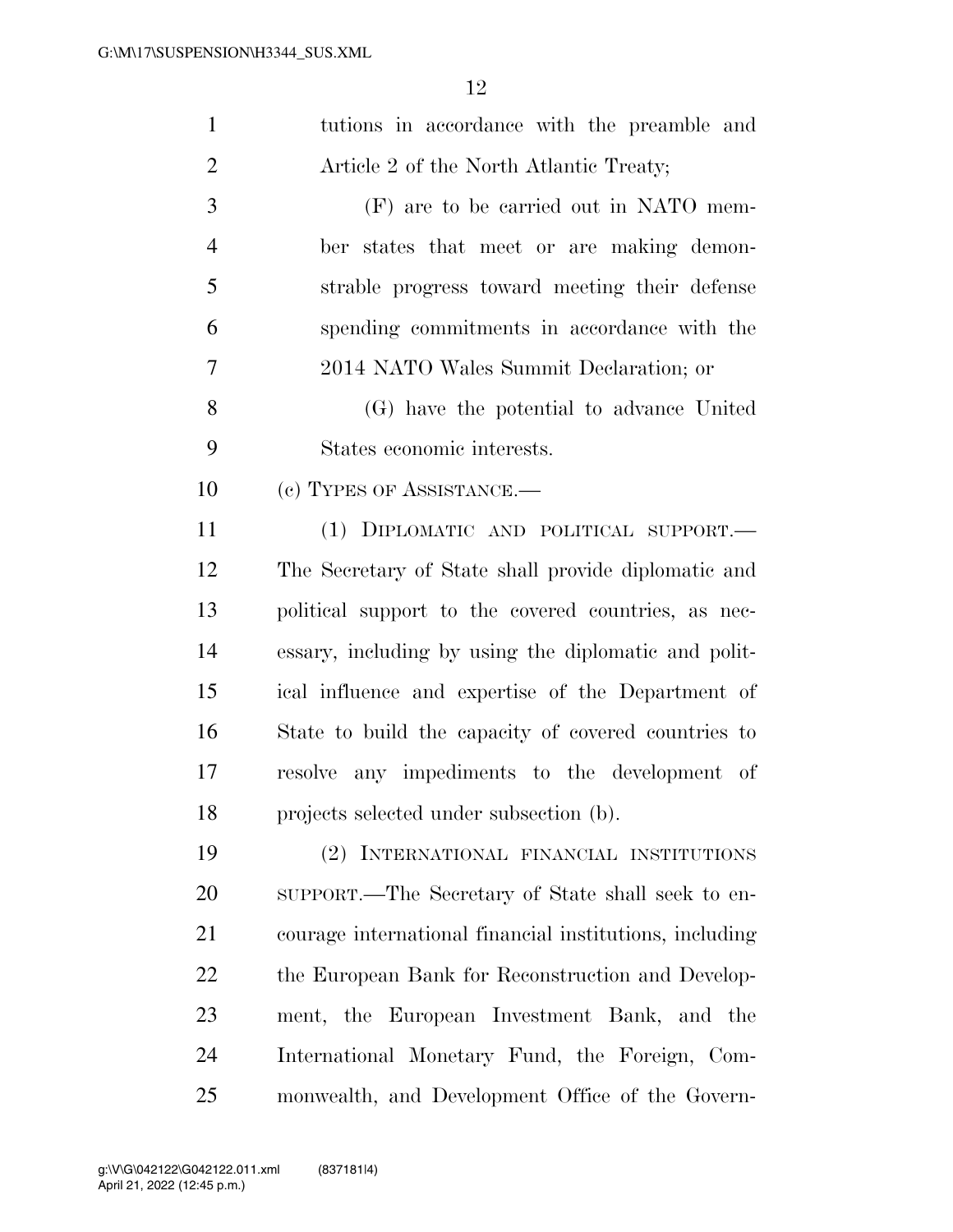tutions in accordance with the preamble and Article 2 of the North Atlantic Treaty;

(F) are to be carried out in NATO member states that meet or are making demonstrable progress toward meeting their defense spending commitments in accordance with the 2014 NATO Wales Summit Declaration; or

(G) have the potential to advance United States economic interests.

(c) TYPES OF ASSISTANCE.—

(1) DIPLOMATIC AND POLITICAL SUPPORT.— The Secretary of State shall provide diplomatic and political support to the covered countries, as necessary, including by using the diplomatic and political influence and expertise of the Department of State to build the capacity of covered countries to resolve any impediments to the development of projects selected under subsection (b).

(2) INTERNATIONAL FINANCIAL INSTITUTIONS SUPPORT.—The Secretary of State shall seek to encourage international financial institutions, including the European Bank for Reconstruction and Development, the European Investment Bank, and the International Monetary Fund, the Foreign, Commonwealth, and Development Office of the Govern-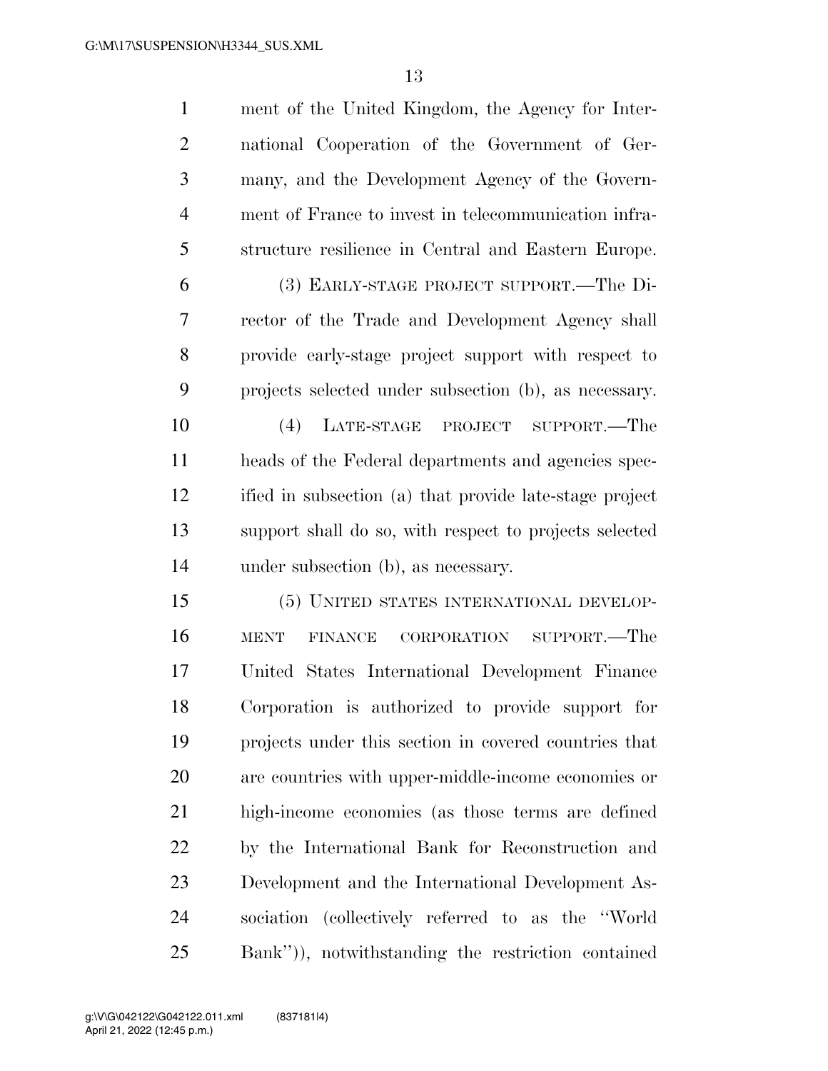ment of the United Kingdom, the Agency for International Cooperation of the Government of Germany, and the Development Agency of the Government of France to invest in telecommunication infrastructure resilience in Central and Eastern Europe.

(3) EARLY-STAGE PROJECT SUPPORT.—The Director of the Trade and Development Agency shall provide early-stage project support with respect to projects selected under subsection (b), as necessary.

(4) LATE-STAGE PROJECT SUPPORT.—The heads of the Federal departments and agencies specified in subsection (a) that provide late-stage project support shall do so, with respect to projects selected under subsection (b), as necessary.

(5) UNITED STATES INTERNATIONAL DEVELOPMENT FINANCE CORPORATION SUPPORT.—The United States International Development Finance Corporation is authorized to provide support for projects under this section in covered countries that are countries with upper-middle-income economies or high-income economies (as those terms are defined by the International Bank for Reconstruction and Development and the International Development Association (collectively referred to as the ''World Bank'')), notwithstanding the restriction contained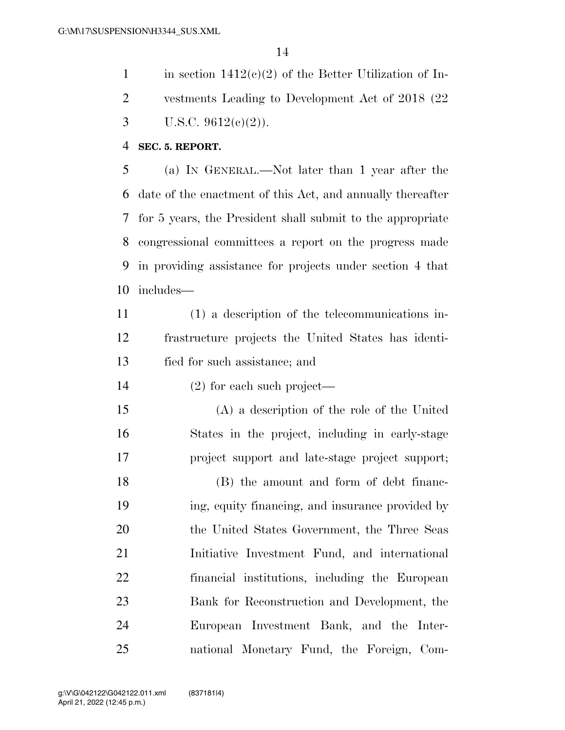in section 1412(c)(2) of the Better Utilization of Investments Leading to Development Act of 2018 (22 U.S.C. 9612(c)(2)).

**SEC. 5. REPORT.**

(a) IN GENERAL.—Not later than 1 year after the date of the enactment of this Act, and annually thereafter for 5 years, the President shall submit to the appropriate congressional committees a report on the progress made in providing assistance for projects under section 4 that includes—

(1) a description of the telecommunications infrastructure projects the United States has identified for such assistance; and

(2) for each such project—

(A) a description of the role of the United States in the project, including in early-stage project support and late-stage project support;

(B) the amount and form of debt financing, equity financing, and insurance provided by the United States Government, the Three Seas Initiative Investment Fund, and international financial institutions, including the European Bank for Reconstruction and Development, the European Investment Bank, and the International Monetary Fund, the Foreign, Com-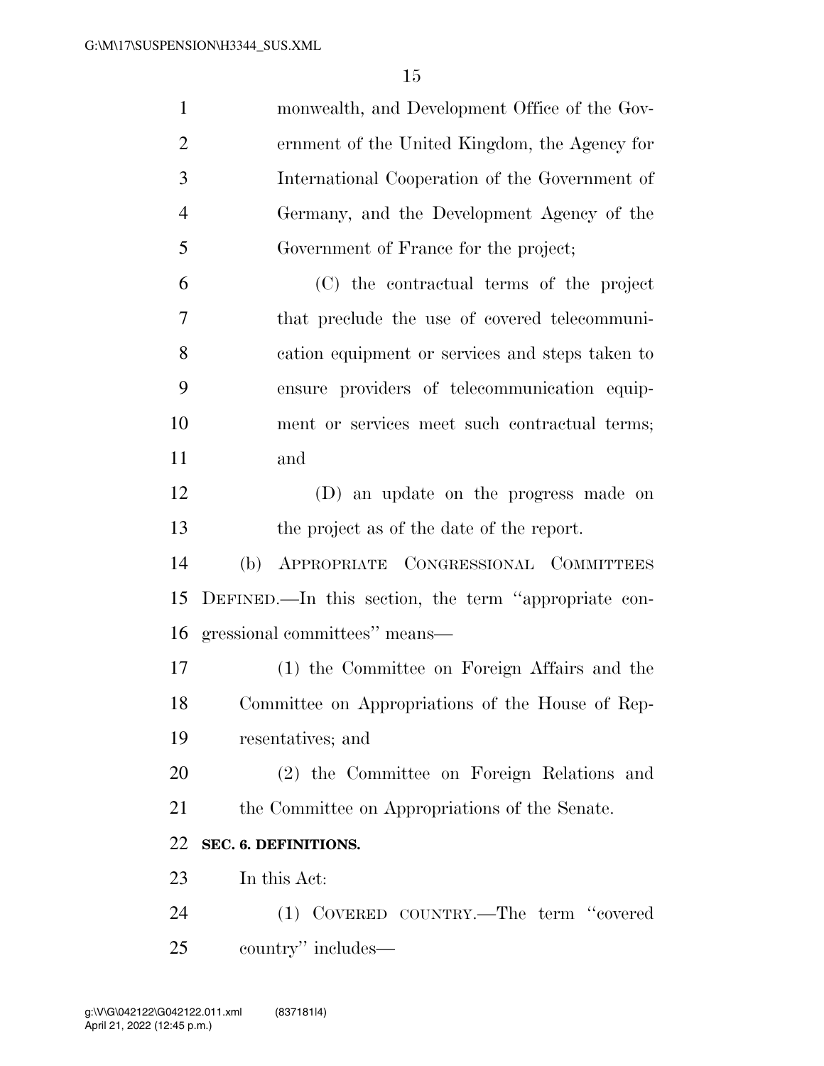monwealth, and Development Office of the Government of the United Kingdom, the Agency for International Cooperation of the Government of Germany, and the Development Agency of the Government of France for the project;

(C) the contractual terms of the project that preclude the use of covered telecommunication equipment or services and steps taken to ensure providers of telecommunication equipment or services meet such contractual terms; and

(D) an update on the progress made on the project as of the date of the report.

(b) APPROPRIATE CONGRESSIONAL COMMITTEES DEFINED.—In this section, the term ''appropriate congressional committees'' means—

(1) the Committee on Foreign Affairs and the Committee on Appropriations of the House of Representatives; and

(2) the Committee on Foreign Relations and the Committee on Appropriations of the Senate.

**SEC. 6. DEFINITIONS.**

In this Act:

(1) COVERED COUNTRY.—The term ''covered country'' includes—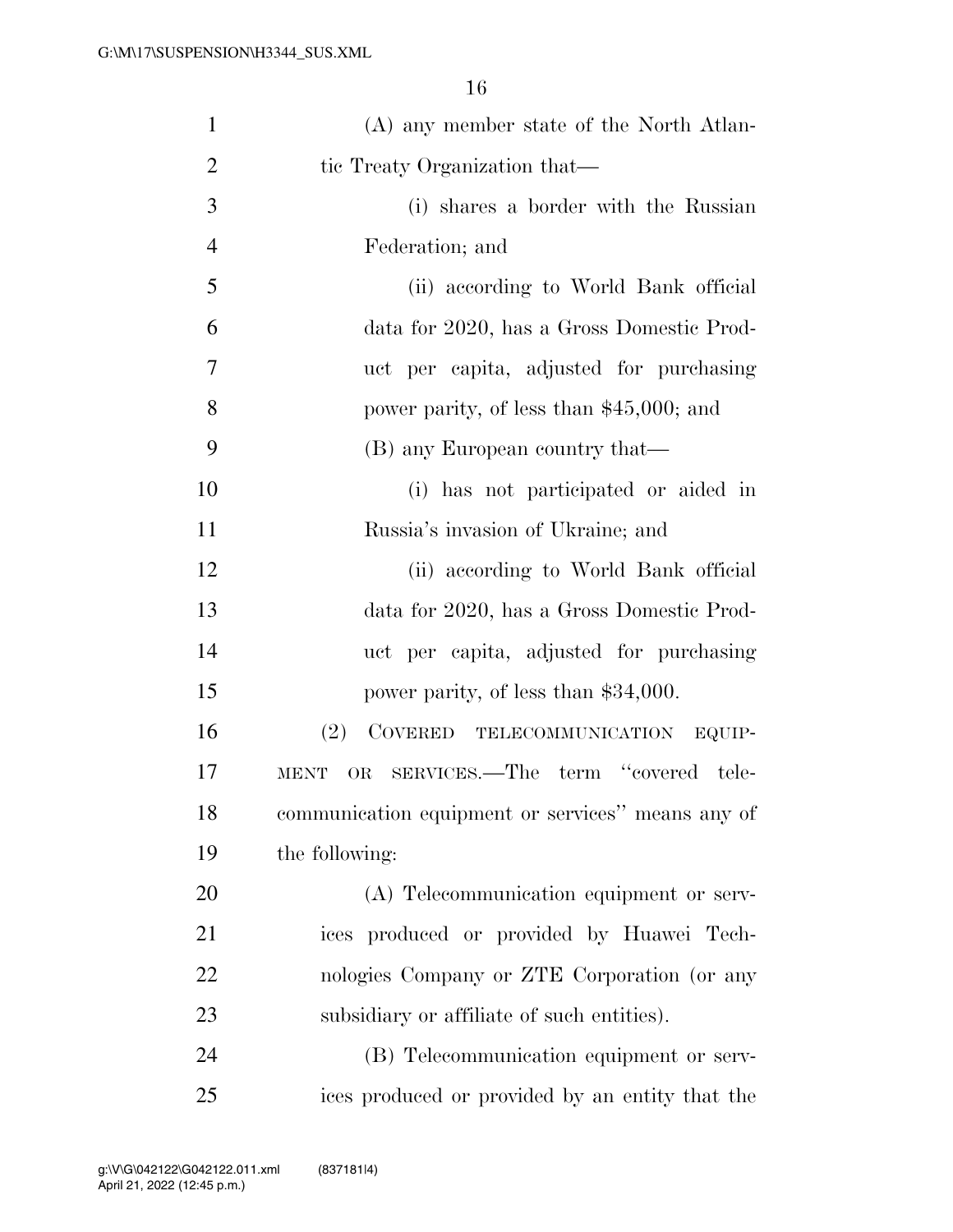(A) any member state of the North Atlantic Treaty Organization that—

(i) shares a border with the Russian Federation; and

(ii) according to World Bank official data for 2020, has a Gross Domestic Product per capita, adjusted for purchasing power parity, of less than $45,000; and

(B) any European country that—

(i) has not participated or aided in Russia's invasion of Ukraine; and

(ii) according to World Bank official data for 2020, has a Gross Domestic Product per capita, adjusted for purchasing power parity, of less than $34,000.

(2) COVERED TELECOMMUNICATION EQUIPMENT OR SERVICES.—The term "covered telecommunication equipment or services" means any of the following:

(A) Telecommunication equipment or services produced or provided by Huawei Technologies Company or ZTE Corporation (or any subsidiary or affiliate of such entities).

(B) Telecommunication equipment or services produced or provided by an entity that the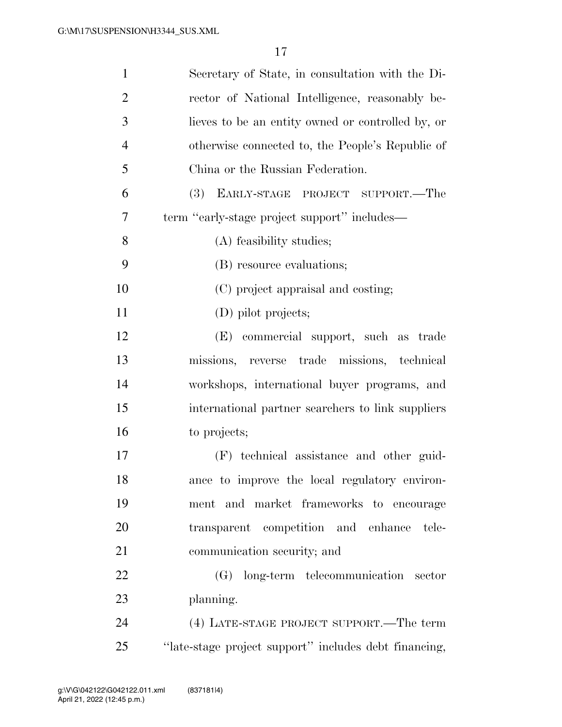Secretary of State, in consultation with the Director of National Intelligence, reasonably believes to be an entity owned or controlled by, or otherwise connected to, the People's Republic of China or the Russian Federation.

(3) EARLY-STAGE PROJECT SUPPORT.—The term "early-stage project support" includes—

(A) feasibility studies;

(B) resource evaluations;

(C) project appraisal and costing;

(D) pilot projects;

(E) commercial support, such as trade missions, reverse trade missions, technical workshops, international buyer programs, and international partner searchers to link suppliers to projects;

(F) technical assistance and other guidance to improve the local regulatory environment and market frameworks to encourage transparent competition and enhance telecommunication security; and

(G) long-term telecommunication sector planning.

(4) LATE-STAGE PROJECT SUPPORT.—The term "late-stage project support" includes debt financing,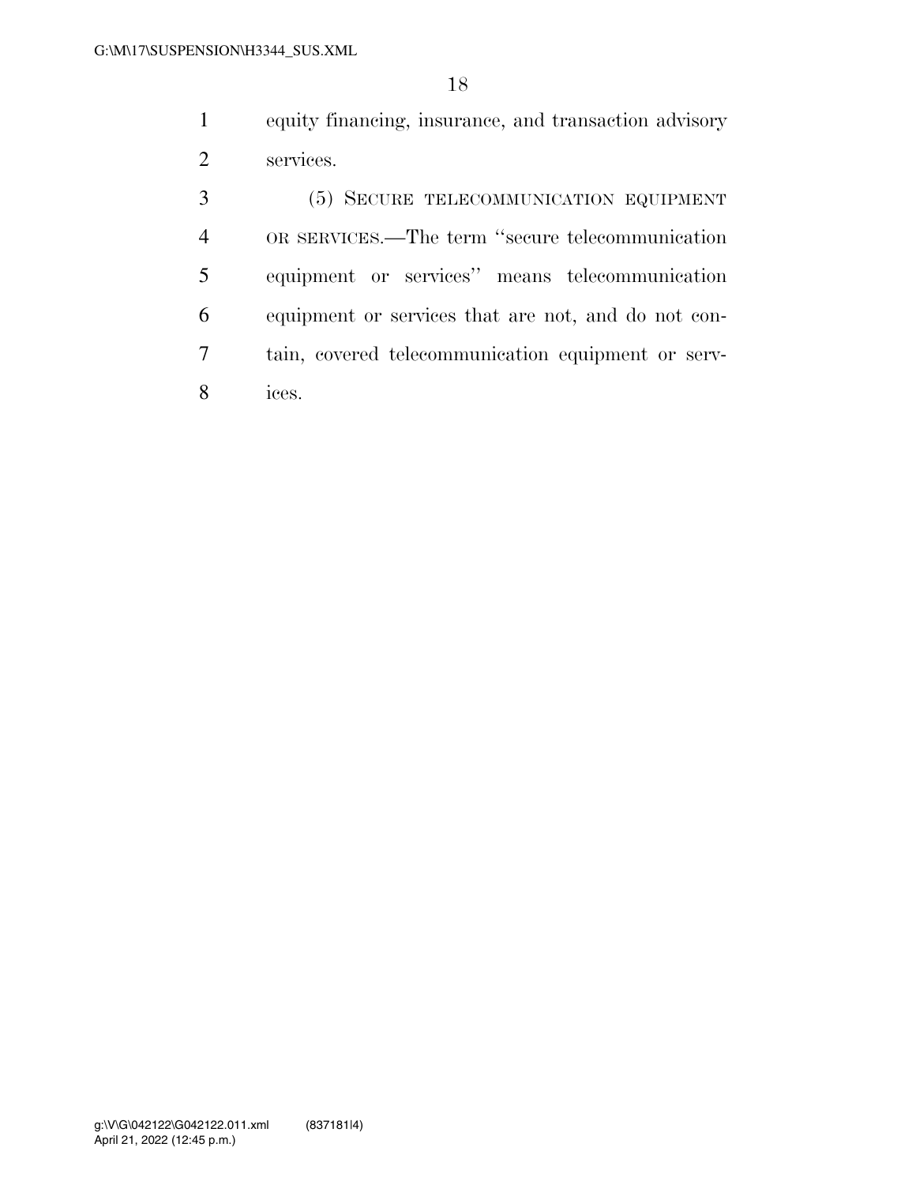equity financing, insurance, and transaction advisory services.

(5) SECURE TELECOMMUNICATION EQUIPMENT OR SERVICES.—The term ''secure telecommunication equipment or services'' means telecommunication equipment or services that are not, and do not contain, covered telecommunication equipment or services.